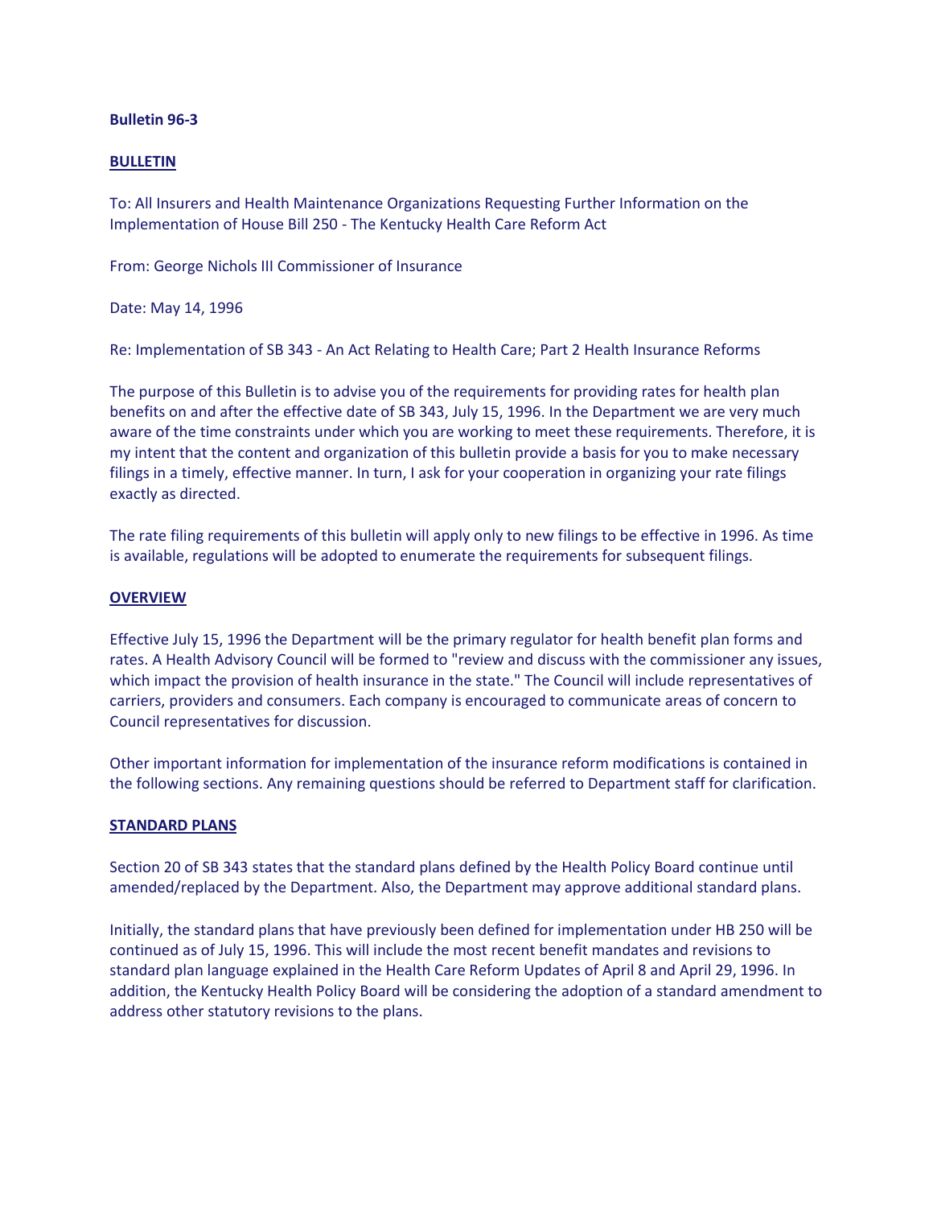**Bulletin 96-3**

**BULLETIN**

To: All Insurers and Health Maintenance Organizations Requesting Further Information on the Implementation of House Bill 250 - The Kentucky Health Care Reform Act

From: George Nichols III Commissioner of Insurance

Date: May 14, 1996

Re: Implementation of SB 343 - An Act Relating to Health Care; Part 2 Health Insurance Reforms

The purpose of this Bulletin is to advise you of the requirements for providing rates for health plan benefits on and after the effective date of SB 343, July 15, 1996. In the Department we are very much aware of the time constraints under which you are working to meet these requirements. Therefore, it is my intent that the content and organization of this bulletin provide a basis for you to make necessary filings in a timely, effective manner. In turn, I ask for your cooperation in organizing your rate filings exactly as directed.

The rate filing requirements of this bulletin will apply only to new filings to be effective in 1996. As time is available, regulations will be adopted to enumerate the requirements for subsequent filings.

**OVERVIEW**

Effective July 15, 1996 the Department will be the primary regulator for health benefit plan forms and rates. A Health Advisory Council will be formed to "review and discuss with the commissioner any issues, which impact the provision of health insurance in the state." The Council will include representatives of carriers, providers and consumers. Each company is encouraged to communicate areas of concern to Council representatives for discussion.

Other important information for implementation of the insurance reform modifications is contained in the following sections. Any remaining questions should be referred to Department staff for clarification.

**STANDARD PLANS**

Section 20 of SB 343 states that the standard plans defined by the Health Policy Board continue until amended/replaced by the Department. Also, the Department may approve additional standard plans.

Initially, the standard plans that have previously been defined for implementation under HB 250 will be continued as of July 15, 1996. This will include the most recent benefit mandates and revisions to standard plan language explained in the Health Care Reform Updates of April 8 and April 29, 1996. In addition, the Kentucky Health Policy Board will be considering the adoption of a standard amendment to address other statutory revisions to the plans.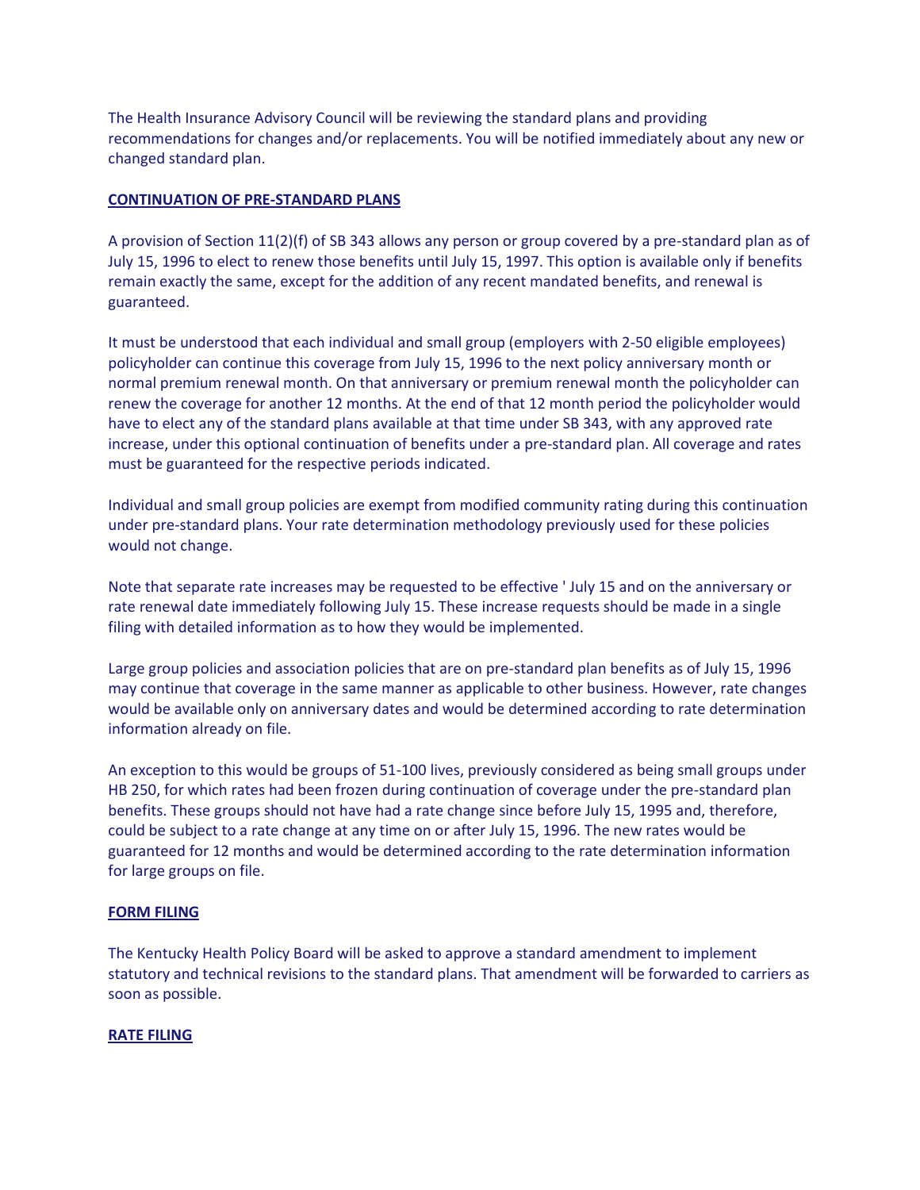The Health Insurance Advisory Council will be reviewing the standard plans and providing recommendations for changes and/or replacements. You will be notified immediately about any new or changed standard plan.

## CONTINUATION OF PRE-STANDARD PLANS

A provision of Section 11(2)(f) of SB 343 allows any person or group covered by a pre-standard plan as of July 15, 1996 to elect to renew those benefits until July 15, 1997. This option is available only if benefits remain exactly the same, except for the addition of any recent mandated benefits, and renewal is guaranteed.

It must be understood that each individual and small group (employers with 2-50 eligible employees) policyholder can continue this coverage from July 15, 1996 to the next policy anniversary month or normal premium renewal month. On that anniversary or premium renewal month the policyholder can renew the coverage for another 12 months. At the end of that 12 month period the policyholder would have to elect any of the standard plans available at that time under SB 343, with any approved rate increase, under this optional continuation of benefits under a pre-standard plan. All coverage and rates must be guaranteed for the respective periods indicated.

Individual and small group policies are exempt from modified community rating during this continuation under pre-standard plans. Your rate determination methodology previously used for these policies would not change.

Note that separate rate increases may be requested to be effective ' July 15 and on the anniversary or rate renewal date immediately following July 15. These increase requests should be made in a single filing with detailed information as to how they would be implemented.

Large group policies and association policies that are on pre-standard plan benefits as of July 15, 1996 may continue that coverage in the same manner as applicable to other business. However, rate changes would be available only on anniversary dates and would be determined according to rate determination information already on file.

An exception to this would be groups of 51-100 lives, previously considered as being small groups under HB 250, for which rates had been frozen during continuation of coverage under the pre-standard plan benefits. These groups should not have had a rate change since before July 15, 1995 and, therefore, could be subject to a rate change at any time on or after July 15, 1996. The new rates would be guaranteed for 12 months and would be determined according to the rate determination information for large groups on file.

## FORM FILING

The Kentucky Health Policy Board will be asked to approve a standard amendment to implement statutory and technical revisions to the standard plans. That amendment will be forwarded to carriers as soon as possible.

## RATE FILING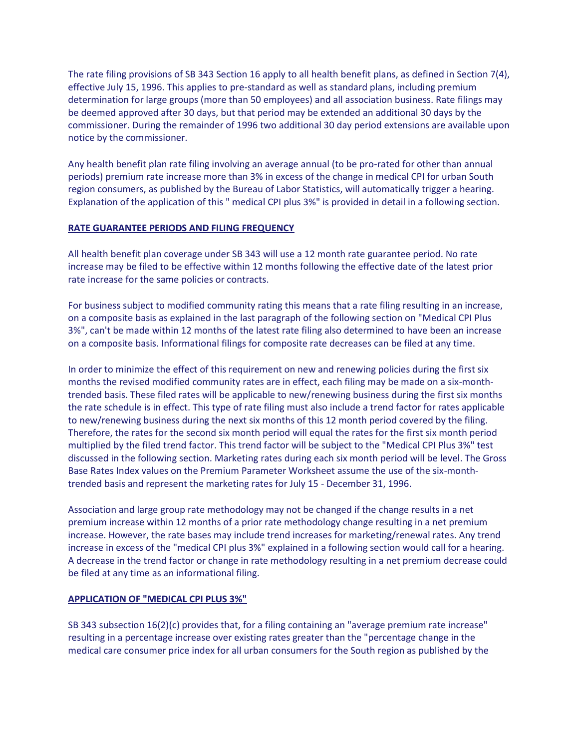The rate filing provisions of SB 343 Section 16 apply to all health benefit plans, as defined in Section 7(4), effective July 15, 1996. This applies to pre-standard as well as standard plans, including premium determination for large groups (more than 50 employees) and all association business. Rate filings may be deemed approved after 30 days, but that period may be extended an additional 30 days by the commissioner. During the remainder of 1996 two additional 30 day period extensions are available upon notice by the commissioner.

Any health benefit plan rate filing involving an average annual (to be pro-rated for other than annual periods) premium rate increase more than 3% in excess of the change in medical CPI for urban South region consumers, as published by the Bureau of Labor Statistics, will automatically trigger a hearing. Explanation of the application of this " medical CPI plus 3%" is provided in detail in a following section.

## RATE GUARANTEE PERIODS AND FILING FREQUENCY

All health benefit plan coverage under SB 343 will use a 12 month rate guarantee period. No rate increase may be filed to be effective within 12 months following the effective date of the latest prior rate increase for the same policies or contracts.

For business subject to modified community rating this means that a rate filing resulting in an increase, on a composite basis as explained in the last paragraph of the following section on "Medical CPI Plus 3%", can't be made within 12 months of the latest rate filing also determined to have been an increase on a composite basis. Informational filings for composite rate decreases can be filed at any time.

In order to minimize the effect of this requirement on new and renewing policies during the first six months the revised modified community rates are in effect, each filing may be made on a six-month-trended basis. These filed rates will be applicable to new/renewing business during the first six months the rate schedule is in effect. This type of rate filing must also include a trend factor for rates applicable to new/renewing business during the next six months of this 12 month period covered by the filing. Therefore, the rates for the second six month period will equal the rates for the first six month period multiplied by the filed trend factor. This trend factor will be subject to the "Medical CPI Plus 3%" test discussed in the following section. Marketing rates during each six month period will be level. The Gross Base Rates Index values on the Premium Parameter Worksheet assume the use of the six-month-trended basis and represent the marketing rates for July 15 - December 31, 1996.

Association and large group rate methodology may not be changed if the change results in a net premium increase within 12 months of a prior rate methodology change resulting in a net premium increase. However, the rate bases may include trend increases for marketing/renewal rates. Any trend increase in excess of the "medical CPI plus 3%" explained in a following section would call for a hearing. A decrease in the trend factor or change in rate methodology resulting in a net premium decrease could be filed at any time as an informational filing.

## APPLICATION OF "MEDICAL CPI PLUS 3%"

SB 343 subsection 16(2)(c) provides that, for a filing containing an "average premium rate increase" resulting in a percentage increase over existing rates greater than the "percentage change in the medical care consumer price index for all urban consumers for the South region as published by the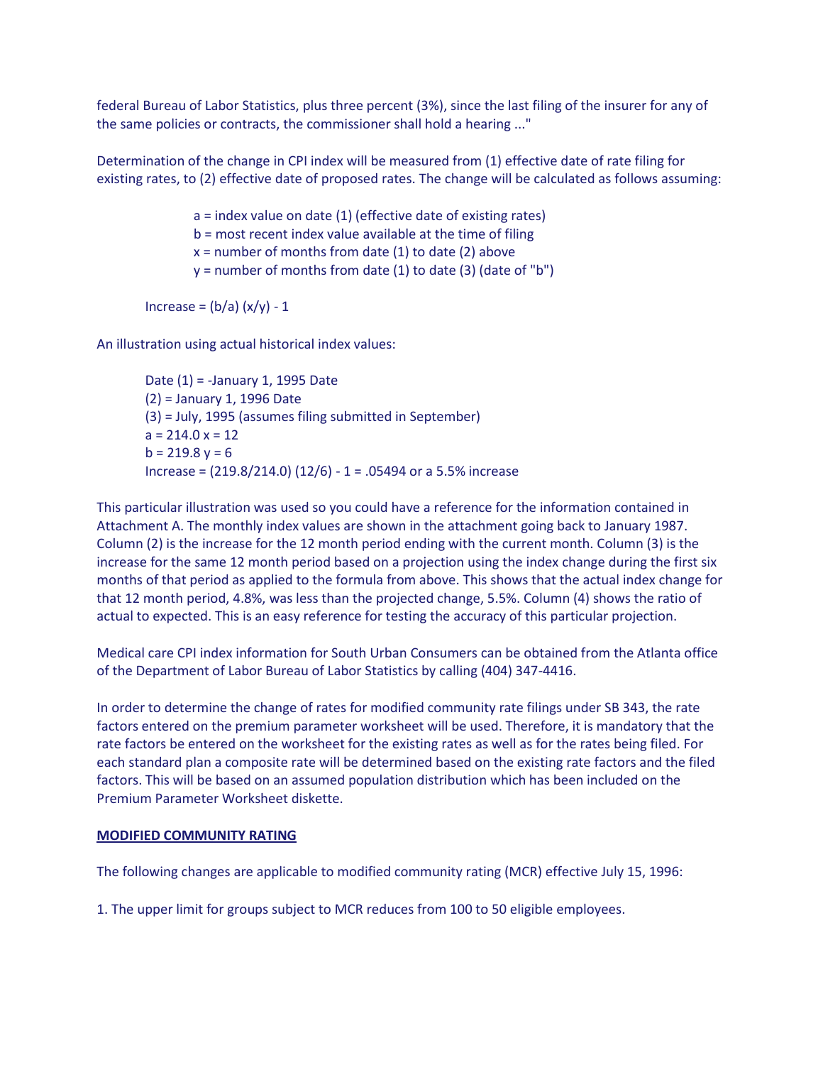federal Bureau of Labor Statistics, plus three percent (3%), since the last filing of the insurer for any of the same policies or contracts, the commissioner shall hold a hearing ..."

Determination of the change in CPI index will be measured from (1) effective date of rate filing for existing rates, to (2) effective date of proposed rates. The change will be calculated as follows assuming:

a = index value on date (1) (effective date of existing rates)
b = most recent index value available at the time of filing
x = number of months from date (1) to date (2) above
y = number of months from date (1) to date (3) (date of "b")

Increase = $(b/a)^{(x/y)} - 1$

An illustration using actual historical index values:

Date (1) = -January 1, 1995 Date
(2) = January 1, 1996 Date
(3) = July, 1995 (assumes filing submitted in September)
a = 214.0 x = 12
b = 219.8 y = 6
Increase = $(219.8/214.0)^{(12/6)} - 1$ = .05494 or a 5.5% increase

This particular illustration was used so you could have a reference for the information contained in Attachment A. The monthly index values are shown in the attachment going back to January 1987. Column (2) is the increase for the 12 month period ending with the current month. Column (3) is the increase for the same 12 month period based on a projection using the index change during the first six months of that period as applied to the formula from above. This shows that the actual index change for that 12 month period, 4.8%, was less than the projected change, 5.5%. Column (4) shows the ratio of actual to expected. This is an easy reference for testing the accuracy of this particular projection.

Medical care CPI index information for South Urban Consumers can be obtained from the Atlanta office of the Department of Labor Bureau of Labor Statistics by calling (404) 347-4416.

In order to determine the change of rates for modified community rate filings under SB 343, the rate factors entered on the premium parameter worksheet will be used. Therefore, it is mandatory that the rate factors be entered on the worksheet for the existing rates as well as for the rates being filed. For each standard plan a composite rate will be determined based on the existing rate factors and the filed factors. This will be based on an assumed population distribution which has been included on the Premium Parameter Worksheet diskette.

**MODIFIED COMMUNITY RATING**

The following changes are applicable to modified community rating (MCR) effective July 15, 1996:

1. The upper limit for groups subject to MCR reduces from 100 to 50 eligible employees.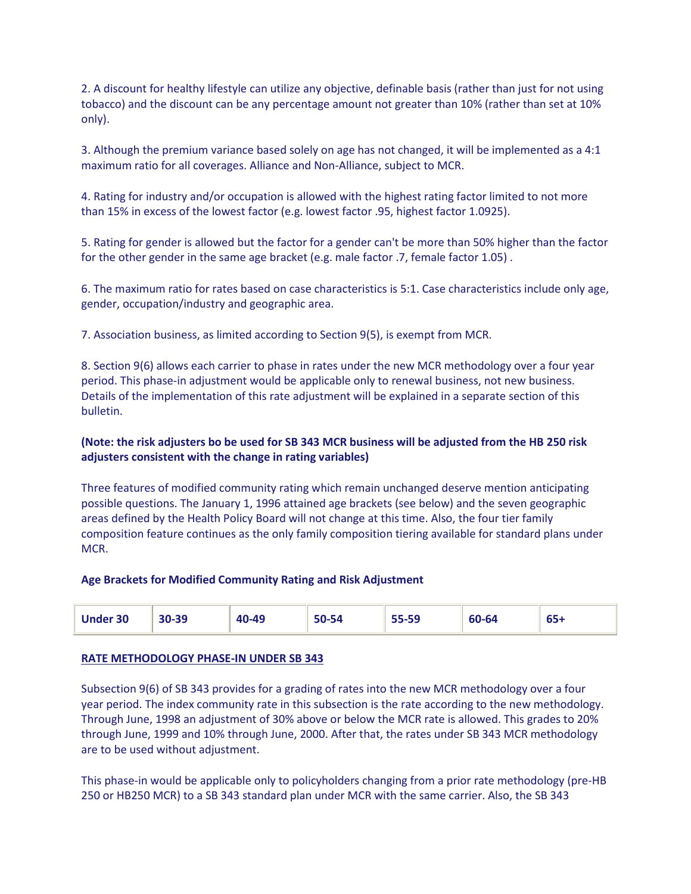2. A discount for healthy lifestyle can utilize any objective, definable basis (rather than just for not using tobacco) and the discount can be any percentage amount not greater than 10% (rather than set at 10% only).

3. Although the premium variance based solely on age has not changed, it will be implemented as a 4:1 maximum ratio for all coverages. Alliance and Non-Alliance, subject to MCR.

4. Rating for industry and/or occupation is allowed with the highest rating factor limited to not more than 15% in excess of the lowest factor (e.g. lowest factor .95, highest factor 1.0925).

5. Rating for gender is allowed but the factor for a gender can't be more than 50% higher than the factor for the other gender in the same age bracket (e.g. male factor .7, female factor 1.05) .

6. The maximum ratio for rates based on case characteristics is 5:1. Case characteristics include only age, gender, occupation/industry and geographic area.

7. Association business, as limited according to Section 9(5), is exempt from MCR.

8. Section 9(6) allows each carrier to phase in rates under the new MCR methodology over a four year period. This phase-in adjustment would be applicable only to renewal business, not new business. Details of the implementation of this rate adjustment will be explained in a separate section of this bulletin.

**(Note: the risk adjusters bo be used for SB 343 MCR business will be adjusted from the HB 250 risk adjusters consistent with the change in rating variables)**

Three features of modified community rating which remain unchanged deserve mention anticipating possible questions. The January 1, 1996 attained age brackets (see below) and the seven geographic areas defined by the Health Policy Board will not change at this time. Also, the four tier family composition feature continues as the only family composition tiering available for standard plans under MCR.

**Age Brackets for Modified Community Rating and Risk Adjustment**

| Under 30 | 30-39 | 40-49 | 50-54 | 55-59 | 60-64 | 65+ |
|---|---|---|---|---|---|---|

**RATE METHODOLOGY PHASE-IN UNDER SB 343**

Subsection 9(6) of SB 343 provides for a grading of rates into the new MCR methodology over a four year period. The index community rate in this subsection is the rate according to the new methodology. Through June, 1998 an adjustment of 30% above or below the MCR rate is allowed. This grades to 20% through June, 1999 and 10% through June, 2000. After that, the rates under SB 343 MCR methodology are to be used without adjustment.

This phase-in would be applicable only to policyholders changing from a prior rate methodology (pre-HB 250 or HB250 MCR) to a SB 343 standard plan under MCR with the same carrier. Also, the SB 343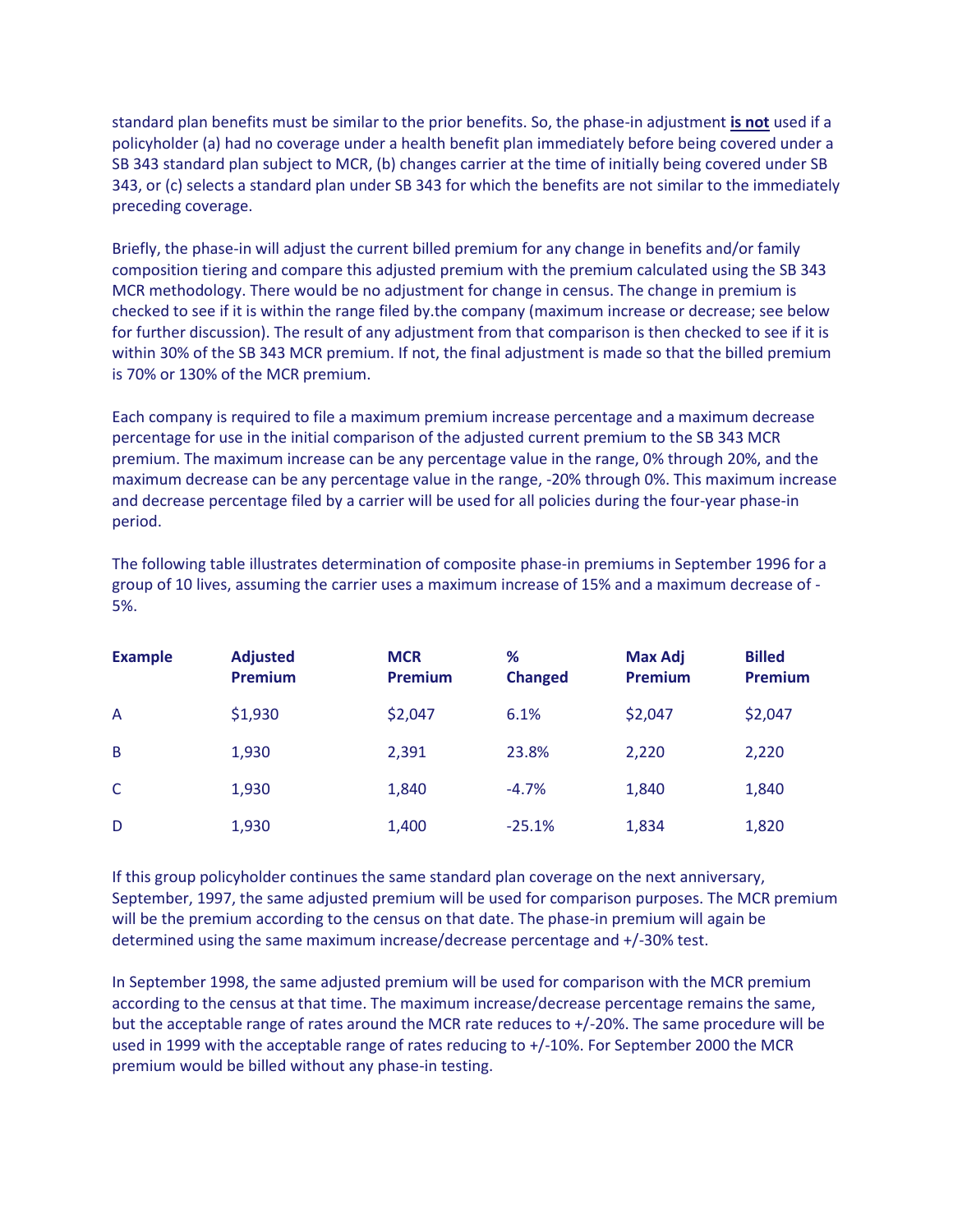standard plan benefits must be similar to the prior benefits. So, the phase-in adjustment **is not** used if a policyholder (a) had no coverage under a health benefit plan immediately before being covered under a SB 343 standard plan subject to MCR, (b) changes carrier at the time of initially being covered under SB 343, or (c) selects a standard plan under SB 343 for which the benefits are not similar to the immediately preceding coverage.

Briefly, the phase-in will adjust the current billed premium for any change in benefits and/or family composition tiering and compare this adjusted premium with the premium calculated using the SB 343 MCR methodology. There would be no adjustment for change in census. The change in premium is checked to see if it is within the range filed by.the company (maximum increase or decrease; see below for further discussion). The result of any adjustment from that comparison is then checked to see if it is within 30% of the SB 343 MCR premium. If not, the final adjustment is made so that the billed premium is 70% or 130% of the MCR premium.

Each company is required to file a maximum premium increase percentage and a maximum decrease percentage for use in the initial comparison of the adjusted current premium to the SB 343 MCR premium. The maximum increase can be any percentage value in the range, 0% through 20%, and the maximum decrease can be any percentage value in the range, -20% through 0%. This maximum increase and decrease percentage filed by a carrier will be used for all policies during the four-year phase-in period.

The following table illustrates determination of composite phase-in premiums in September 1996 for a group of 10 lives, assuming the carrier uses a maximum increase of 15% and a maximum decrease of -5%.

| Example | Adjusted Premium | MCR Premium | % Changed | Max Adj Premium | Billed Premium |
|---|---|---|---|---|---|
| A | $1,930 | $2,047 | 6.1% | $2,047 | $2,047 |
| B | 1,930 | 2,391 | 23.8% | 2,220 | 2,220 |
| C | 1,930 | 1,840 | -4.7% | 1,840 | 1,840 |
| D | 1,930 | 1,400 | -25.1% | 1,834 | 1,820 |

If this group policyholder continues the same standard plan coverage on the next anniversary, September, 1997, the same adjusted premium will be used for comparison purposes. The MCR premium will be the premium according to the census on that date. The phase-in premium will again be determined using the same maximum increase/decrease percentage and +/-30% test.

In September 1998, the same adjusted premium will be used for comparison with the MCR premium according to the census at that time. The maximum increase/decrease percentage remains the same, but the acceptable range of rates around the MCR rate reduces to +/-20%. The same procedure will be used in 1999 with the acceptable range of rates reducing to +/-10%. For September 2000 the MCR premium would be billed without any phase-in testing.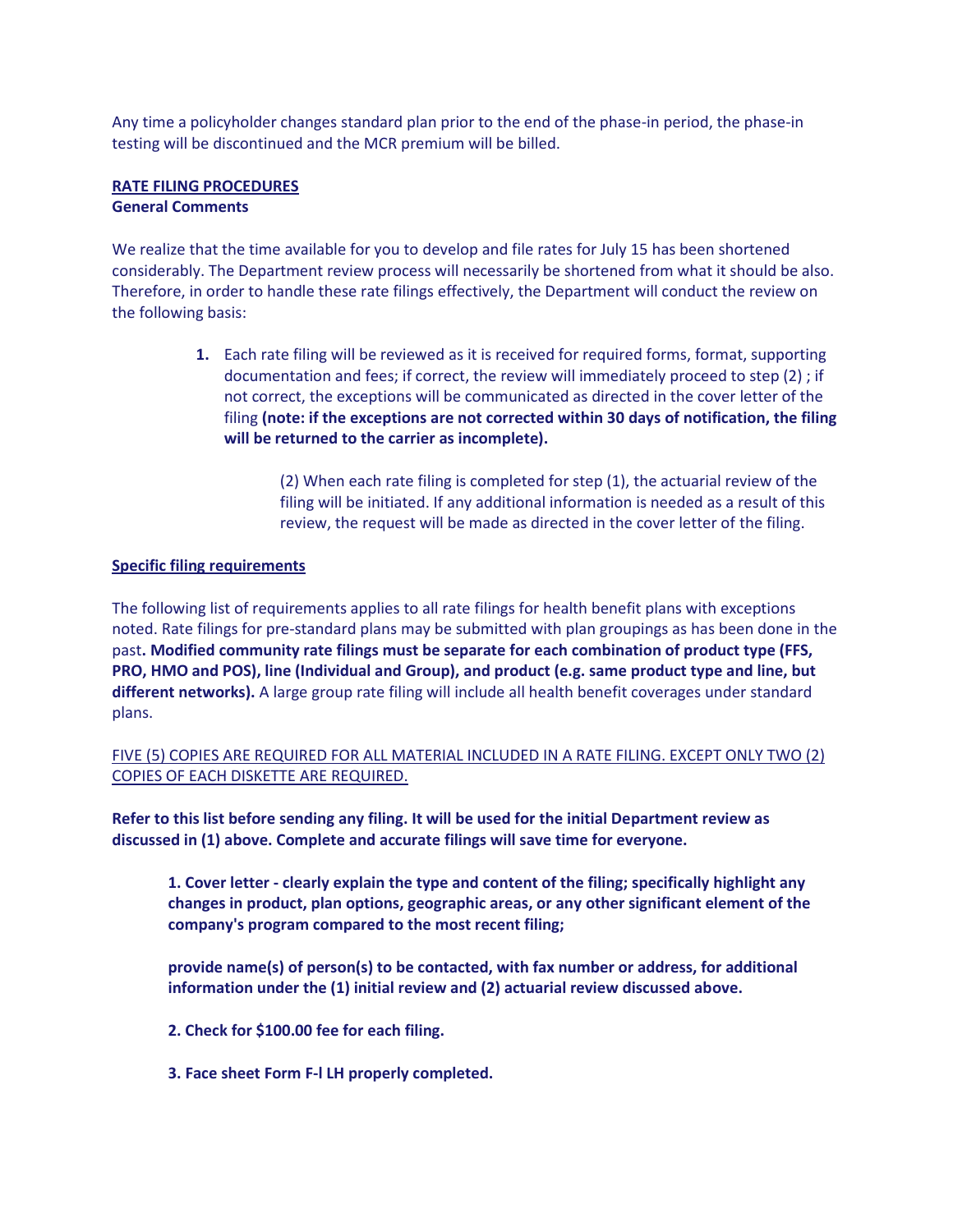Any time a policyholder changes standard plan prior to the end of the phase-in period, the phase-in testing will be discontinued and the MCR premium will be billed.

**RATE FILING PROCEDURES**

**General Comments**

We realize that the time available for you to develop and file rates for July 15 has been shortened considerably. The Department review process will necessarily be shortened from what it should be also. Therefore, in order to handle these rate filings effectively, the Department will conduct the review on the following basis:

1. Each rate filing will be reviewed as it is received for required forms, format, supporting documentation and fees; if correct, the review will immediately proceed to step (2) ; if not correct, the exceptions will be communicated as directed in the cover letter of the filing **(note: if the exceptions are not corrected within 30 days of notification, the filing will be returned to the carrier as incomplete).**

   (2) When each rate filing is completed for step (1), the actuarial review of the filing will be initiated. If any additional information is needed as a result of this review, the request will be made as directed in the cover letter of the filing.

**Specific filing requirements**

The following list of requirements applies to all rate filings for health benefit plans with exceptions noted. Rate filings for pre-standard plans may be submitted with plan groupings as has been done in the past**. Modified community rate filings must be separate for each combination of product type (FFS, PRO, HMO and POS), line (Individual and Group), and product (e.g. same product type and line, but different networks).** A large group rate filing will include all health benefit coverages under standard plans.

FIVE (5) COPIES ARE REQUIRED FOR ALL MATERIAL INCLUDED IN A RATE FILING. EXCEPT ONLY TWO (2) COPIES OF EACH DISKETTE ARE REQUIRED.

**Refer to this list before sending any filing. It will be used for the initial Department review as discussed in (1) above. Complete and accurate filings will save time for everyone.**

**1. Cover letter - clearly explain the type and content of the filing; specifically highlight any changes in product, plan options, geographic areas, or any other significant element of the company's program compared to the most recent filing;**

**provide name(s) of person(s) to be contacted, with fax number or address, for additional information under the (1) initial review and (2) actuarial review discussed above.**

**2. Check for $100.00 fee for each filing.**

**3. Face sheet Form F-l LH properly completed.**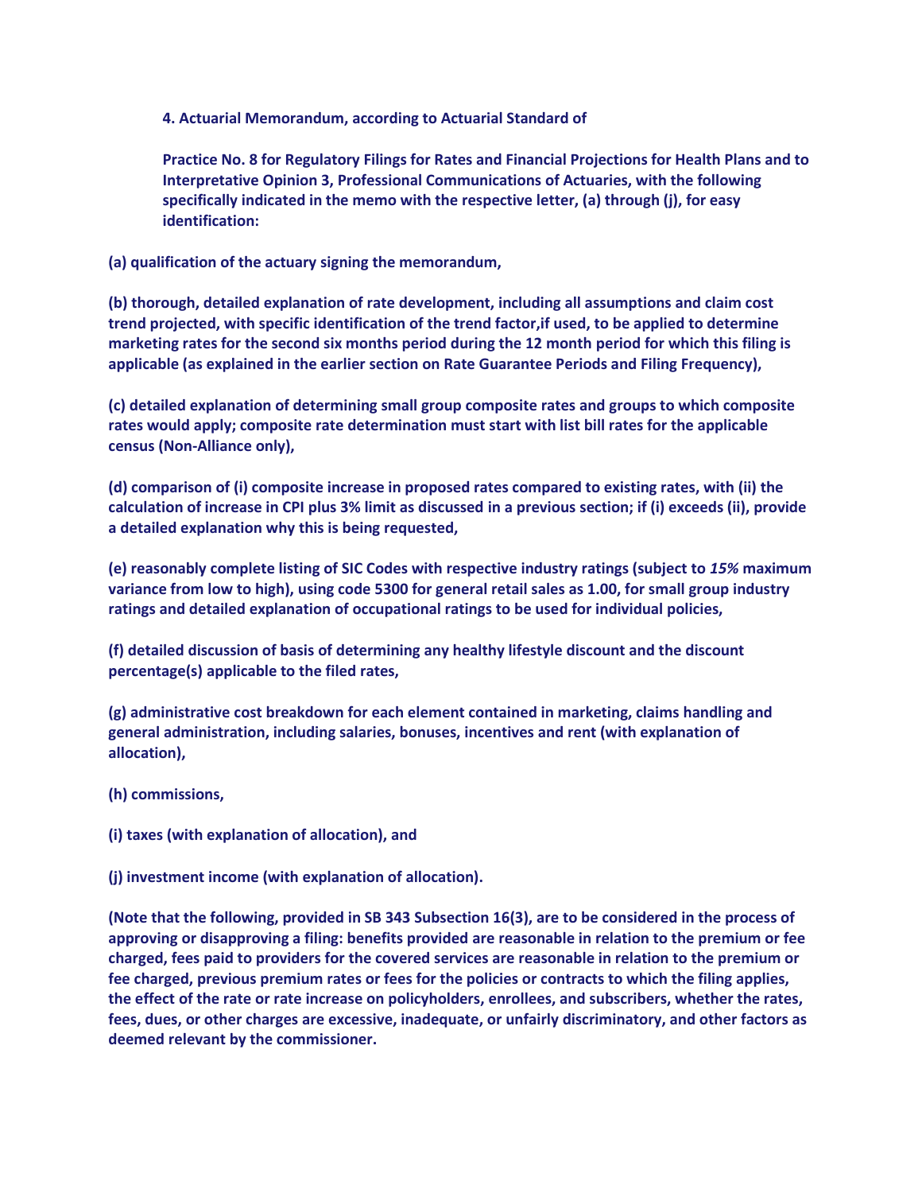**4. Actuarial Memorandum, according to Actuarial Standard of**

**Practice No. 8 for Regulatory Filings for Rates and Financial Projections for Health Plans and to Interpretative Opinion 3, Professional Communications of Actuaries, with the following specifically indicated in the memo with the respective letter, (a) through (j), for easy identification:**

**(a) qualification of the actuary signing the memorandum,**

**(b) thorough, detailed explanation of rate development, including all assumptions and claim cost trend projected, with specific identification of the trend factor,if used, to be applied to determine marketing rates for the second six months period during the 12 month period for which this filing is applicable (as explained in the earlier section on Rate Guarantee Periods and Filing Frequency),**

**(c) detailed explanation of determining small group composite rates and groups to which composite rates would apply; composite rate determination must start with list bill rates for the applicable census (Non-Alliance only),**

**(d) comparison of (i) composite increase in proposed rates compared to existing rates, with (ii) the calculation of increase in CPI plus 3% limit as discussed in a previous section; if (i) exceeds (ii), provide a detailed explanation why this is being requested,**

**(e) reasonably complete listing of SIC Codes with respective industry ratings (subject to *15%* maximum variance from low to high), using code 5300 for general retail sales as 1.00, for small group industry ratings and detailed explanation of occupational ratings to be used for individual policies,**

**(f) detailed discussion of basis of determining any healthy lifestyle discount and the discount percentage(s) applicable to the filed rates,**

**(g) administrative cost breakdown for each element contained in marketing, claims handling and general administration, including salaries, bonuses, incentives and rent (with explanation of allocation),**

**(h) commissions,**

**(i) taxes (with explanation of allocation), and**

**(j) investment income (with explanation of allocation).**

**(Note that the following, provided in SB 343 Subsection 16(3), are to be considered in the process of approving or disapproving a filing: benefits provided are reasonable in relation to the premium or fee charged, fees paid to providers for the covered services are reasonable in relation to the premium or fee charged, previous premium rates or fees for the policies or contracts to which the filing applies, the effect of the rate or rate increase on policyholders, enrollees, and subscribers, whether the rates, fees, dues, or other charges are excessive, inadequate, or unfairly discriminatory, and other factors as deemed relevant by the commissioner.**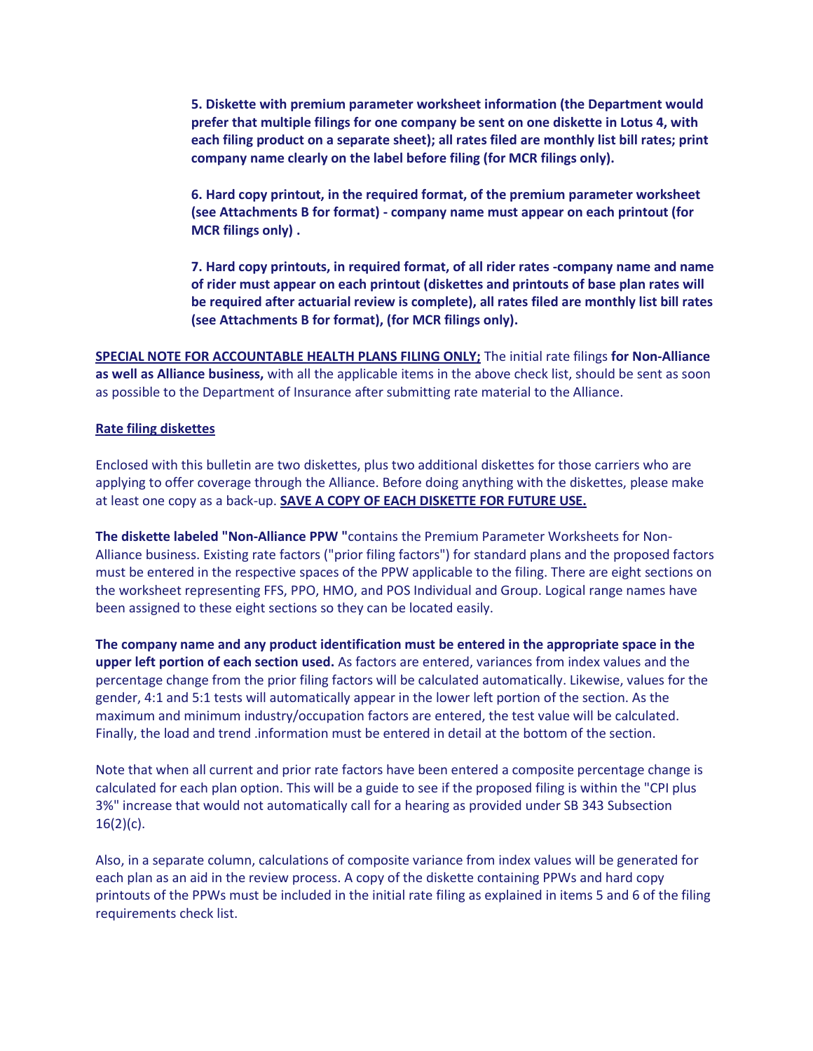**5. Diskette with premium parameter worksheet information (the Department would prefer that multiple filings for one company be sent on one diskette in Lotus 4, with each filing product on a separate sheet); all rates filed are monthly list bill rates; print company name clearly on the label before filing (for MCR filings only).**

**6. Hard copy printout, in the required format, of the premium parameter worksheet (see Attachments B for format) - company name must appear on each printout (for MCR filings only) .**

**7. Hard copy printouts, in required format, of all rider rates -company name and name of rider must appear on each printout (diskettes and printouts of base plan rates will be required after actuarial review is complete), all rates filed are monthly list bill rates (see Attachments B for format), (for MCR filings only).**

**<u>SPECIAL NOTE FOR ACCOUNTABLE HEALTH PLANS FILING ONLY;</u>** The initial rate filings **for Non-Alliance as well as Alliance business,** with all the applicable items in the above check list, should be sent as soon as possible to the Department of Insurance after submitting rate material to the Alliance.

**<u>Rate filing diskettes</u>**

Enclosed with this bulletin are two diskettes, plus two additional diskettes for those carriers who are applying to offer coverage through the Alliance. Before doing anything with the diskettes, please make at least one copy as a back-up. **<u>SAVE A COPY OF EACH DISKETTE FOR FUTURE USE.</u>**

**The diskette labeled "Non-Alliance PPW "**contains the Premium Parameter Worksheets for Non-Alliance business. Existing rate factors ("prior filing factors") for standard plans and the proposed factors must be entered in the respective spaces of the PPW applicable to the filing. There are eight sections on the worksheet representing FFS, PPO, HMO, and POS Individual and Group. Logical range names have been assigned to these eight sections so they can be located easily.

**The company name and any product identification must be entered in the appropriate space in the upper left portion of each section used.** As factors are entered, variances from index values and the percentage change from the prior filing factors will be calculated automatically. Likewise, values for the gender, 4:1 and 5:1 tests will automatically appear in the lower left portion of the section. As the maximum and minimum industry/occupation factors are entered, the test value will be calculated. Finally, the load and trend .information must be entered in detail at the bottom of the section.

Note that when all current and prior rate factors have been entered a composite percentage change is calculated for each plan option. This will be a guide to see if the proposed filing is within the "CPI plus 3%" increase that would not automatically call for a hearing as provided under SB 343 Subsection 16(2)(c).

Also, in a separate column, calculations of composite variance from index values will be generated for each plan as an aid in the review process. A copy of the diskette containing PPWs and hard copy printouts of the PPWs must be included in the initial rate filing as explained in items 5 and 6 of the filing requirements check list.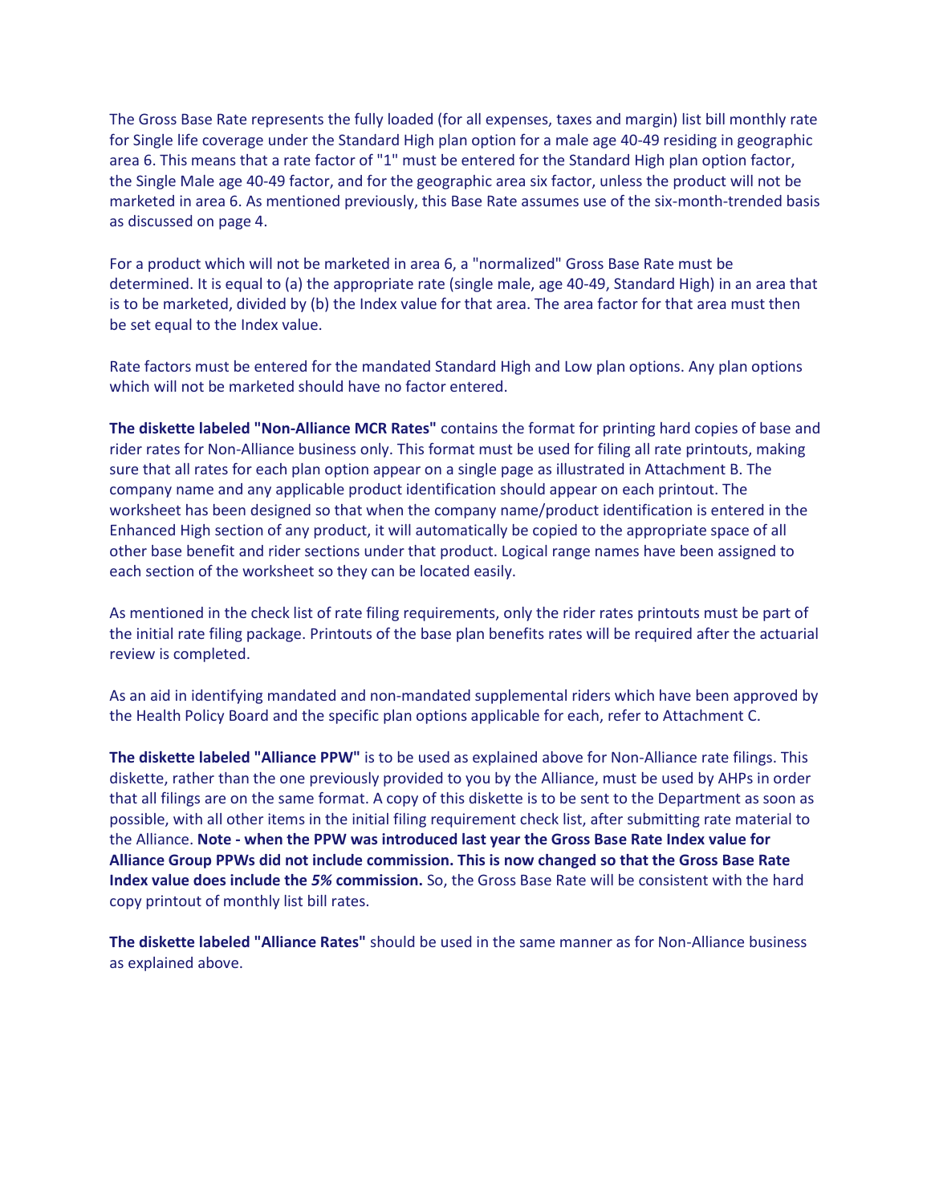The Gross Base Rate represents the fully loaded (for all expenses, taxes and margin) list bill monthly rate for Single life coverage under the Standard High plan option for a male age 40-49 residing in geographic area 6. This means that a rate factor of "1" must be entered for the Standard High plan option factor, the Single Male age 40-49 factor, and for the geographic area six factor, unless the product will not be marketed in area 6. As mentioned previously, this Base Rate assumes use of the six-month-trended basis as discussed on page 4.

For a product which will not be marketed in area 6, a "normalized" Gross Base Rate must be determined. It is equal to (a) the appropriate rate (single male, age 40-49, Standard High) in an area that is to be marketed, divided by (b) the Index value for that area. The area factor for that area must then be set equal to the Index value.

Rate factors must be entered for the mandated Standard High and Low plan options. Any plan options which will not be marketed should have no factor entered.

**The diskette labeled "Non-Alliance MCR Rates"** contains the format for printing hard copies of base and rider rates for Non-Alliance business only. This format must be used for filing all rate printouts, making sure that all rates for each plan option appear on a single page as illustrated in Attachment B. The company name and any applicable product identification should appear on each printout. The worksheet has been designed so that when the company name/product identification is entered in the Enhanced High section of any product, it will automatically be copied to the appropriate space of all other base benefit and rider sections under that product. Logical range names have been assigned to each section of the worksheet so they can be located easily.

As mentioned in the check list of rate filing requirements, only the rider rates printouts must be part of the initial rate filing package. Printouts of the base plan benefits rates will be required after the actuarial review is completed.

As an aid in identifying mandated and non-mandated supplemental riders which have been approved by the Health Policy Board and the specific plan options applicable for each, refer to Attachment C.

**The diskette labeled "Alliance PPW"** is to be used as explained above for Non-Alliance rate filings. This diskette, rather than the one previously provided to you by the Alliance, must be used by AHPs in order that all filings are on the same format. A copy of this diskette is to be sent to the Department as soon as possible, with all other items in the initial filing requirement check list, after submitting rate material to the Alliance. **Note - when the PPW was introduced last year the Gross Base Rate Index value for Alliance Group PPWs did not include commission. This is now changed so that the Gross Base Rate Index value does include the *5%* commission.** So, the Gross Base Rate will be consistent with the hard copy printout of monthly list bill rates.

**The diskette labeled "Alliance Rates"** should be used in the same manner as for Non-Alliance business as explained above.